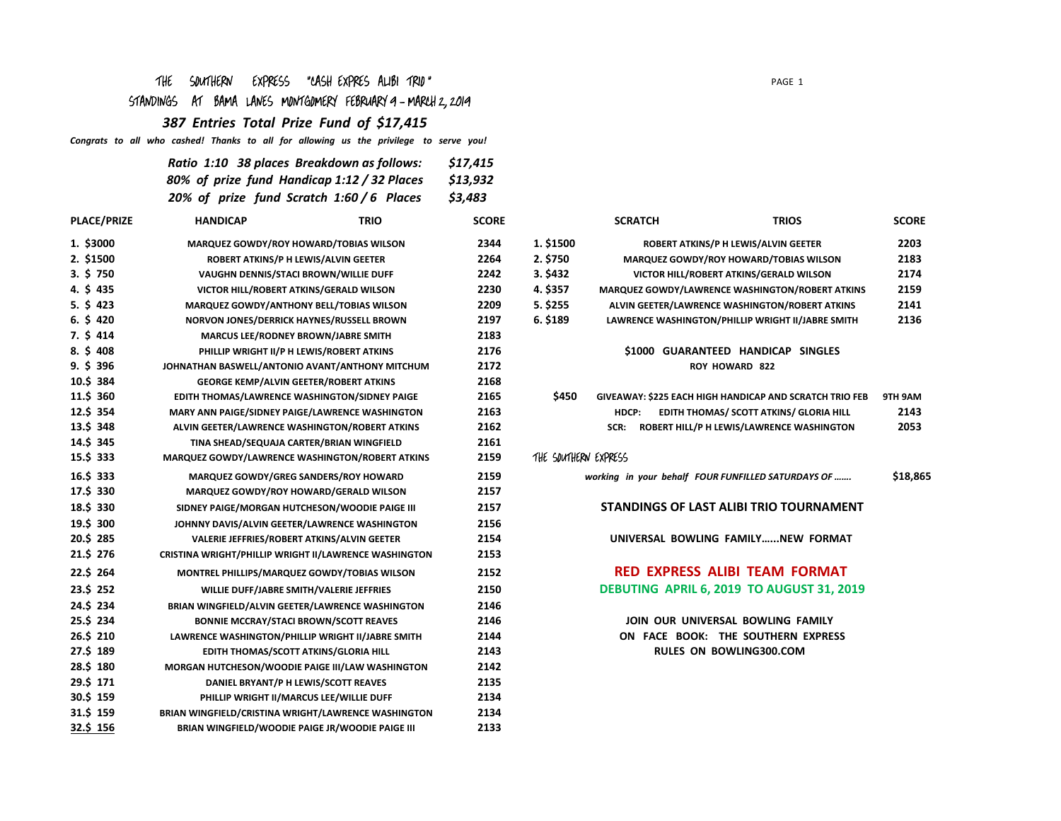# THE SOUTHERN EXPRESS "CASH EXPRES ALIBI TRIO"

## STANDINGS AT BAMA LANES MONTGOMERY FEBRUARY 9 – MARCH 2, 2019

***387 Entries Total Prize Fund of $17,415***

***Congrats to all who cashed! Thanks to all for allowing us the privilege to serve you!***

| | |
|---|---|
| ***Ratio 1:10 38 places Breakdown as follows:*** | ***$17,415*** |
| ***80% of prize fund Handicap 1:12 / 32 Places*** | ***$13,932*** |
| ***20% of prize fund Scratch 1:60 / 6 Places*** | ***$3,483*** |

| PLACE/PRIZE | HANDICAP TRIO | SCORE |
|---|---|---|
| 1. $3000 | MARQUEZ GOWDY/ROY HOWARD/TOBIAS WILSON | 2344 |
| 2. $1500 | ROBERT ATKINS/P H LEWIS/ALVIN GEETER | 2264 |
| 3. $ 750 | VAUGHN DENNIS/STACI BROWN/WILLIE DUFF | 2242 |
| 4. $ 435 | VICTOR HILL/ROBERT ATKINS/GERALD WILSON | 2230 |
| 5. $ 423 | MARQUEZ GOWDY/ANTHONY BELL/TOBIAS WILSON | 2209 |
| 6. $ 420 | NORVON JONES/DERRICK HAYNES/RUSSELL BROWN | 2197 |
| 7. $ 414 | MARCUS LEE/RODNEY BROWN/JABRE SMITH | 2183 |
| 8. $ 408 | PHILLIP WRIGHT II/P H LEWIS/ROBERT ATKINS | 2176 |
| 9. $ 396 | JOHNATHAN BASWELL/ANTONIO AVANT/ANTHONY MITCHUM | 2172 |
| 10.$ 384 | GEORGE KEMP/ALVIN GEETER/ROBERT ATKINS | 2168 |
| 11.$ 360 | EDITH THOMAS/LAWRENCE WASHINGTON/SIDNEY PAIGE | 2165 |
| 12.$ 354 | MARY ANN PAIGE/SIDNEY PAIGE/LAWRENCE WASHINGTON | 2163 |
| 13.$ 348 | ALVIN GEETER/LAWRENCE WASHINGTON/ROBERT ATKINS | 2162 |
| 14.$ 345 | TINA SHEAD/SEQUAJA CARTER/BRIAN WINGFIELD | 2161 |
| 15.$ 333 | MARQUEZ GOWDY/LAWRENCE WASHINGTON/ROBERT ATKINS | 2159 |
| 16.$ 333 | MARQUEZ GOWDY/GREG SANDERS/ROY HOWARD | 2159 |
| 17.$ 330 | MARQUEZ GOWDY/ROY HOWARD/GERALD WILSON | 2157 |
| 18.$ 330 | SIDNEY PAIGE/MORGAN HUTCHESON/WOODIE PAIGE III | 2157 |
| 19.$ 300 | JOHNNY DAVIS/ALVIN GEETER/LAWRENCE WASHINGTON | 2156 |
| 20.$ 285 | VALERIE JEFFRIES/ROBERT ATKINS/ALVIN GEETER | 2154 |
| 21.$ 276 | CRISTINA WRIGHT/PHILLIP WRIGHT II/LAWRENCE WASHINGTON | 2153 |
| 22.$ 264 | MONTREL PHILLIPS/MARQUEZ GOWDY/TOBIAS WILSON | 2152 |
| 23.$ 252 | WILLIE DUFF/JABRE SMITH/VALERIE JEFFRIES | 2150 |
| 24.$ 234 | BRIAN WINGFIELD/ALVIN GEETER/LAWRENCE WASHINGTON | 2146 |
| 25.$ 234 | BONNIE MCCRAY/STACI BROWN/SCOTT REAVES | 2146 |
| 26.$ 210 | LAWRENCE WASHINGTON/PHILLIP WRIGHT II/JABRE SMITH | 2144 |
| 27.$ 189 | EDITH THOMAS/SCOTT ATKINS/GLORIA HILL | 2143 |
| 28.$ 180 | MORGAN HUTCHESON/WOODIE PAIGE III/LAW WASHINGTON | 2142 |
| 29.$ 171 | DANIEL BRYANT/P H LEWIS/SCOTT REAVES | 2135 |
| 30.$ 159 | PHILLIP WRIGHT II/MARCUS LEE/WILLIE DUFF | 2134 |
| 31.$ 159 | BRIAN WINGFIELD/CRISTINA WRIGHT/LAWRENCE WASHINGTON | 2134 |
| 32.$ 156 | BRIAN WINGFIELD/WOODIE PAIGE JR/WOODIE PAIGE III | 2133 |

| | SCRATCH TRIOS | SCORE |
|---|---|---|
| 1. $1500 | ROBERT ATKINS/P H LEWIS/ALVIN GEETER | 2203 |
| 2. $750 | MARQUEZ GOWDY/ROY HOWARD/TOBIAS WILSON | 2183 |
| 3. $432 | VICTOR HILL/ROBERT ATKINS/GERALD WILSON | 2174 |
| 4. $357 | MARQUEZ GOWDY/LAWRENCE WASHINGTON/ROBERT ATKINS | 2159 |
| 5. $255 | ALVIN GEETER/LAWRENCE WASHINGTON/ROBERT ATKINS | 2141 |
| 6. $189 | LAWRENCE WASHINGTON/PHILLIP WRIGHT II/JABRE SMITH | 2136 |

**$1000 GUARANTEED HANDICAP SINGLES**

**ROY HOWARD 822**

| | | |
|---|---|---|
| **$450** | **GIVEAWAY: $225 EACH HIGH HANDICAP AND SCRATCH TRIO FEB** | **9TH 9AM** |
| | **HDCP: EDITH THOMAS/ SCOTT ATKINS/ GLORIA HILL** | **2143** |
| | **SCR: ROBERT HILL/P H LEWIS/LAWRENCE WASHINGTON** | **2053** |

THE SOUTHERN EXPRESS

***working in your behalf FOUR FUNFILLED SATURDAYS OF ……. $18,865***

**STANDINGS OF LAST ALIBI TRIO TOURNAMENT**

**UNIVERSAL BOWLING FAMILY…...NEW FORMAT**

**RED EXPRESS ALIBI TEAM FORMAT**

**DEBUTING APRIL 6, 2019 TO AUGUST 31, 2019**

**JOIN OUR UNIVERSAL BOWLING FAMILY**

**ON FACE BOOK: THE SOUTHERN EXPRESS**

**RULES ON BOWLING300.COM**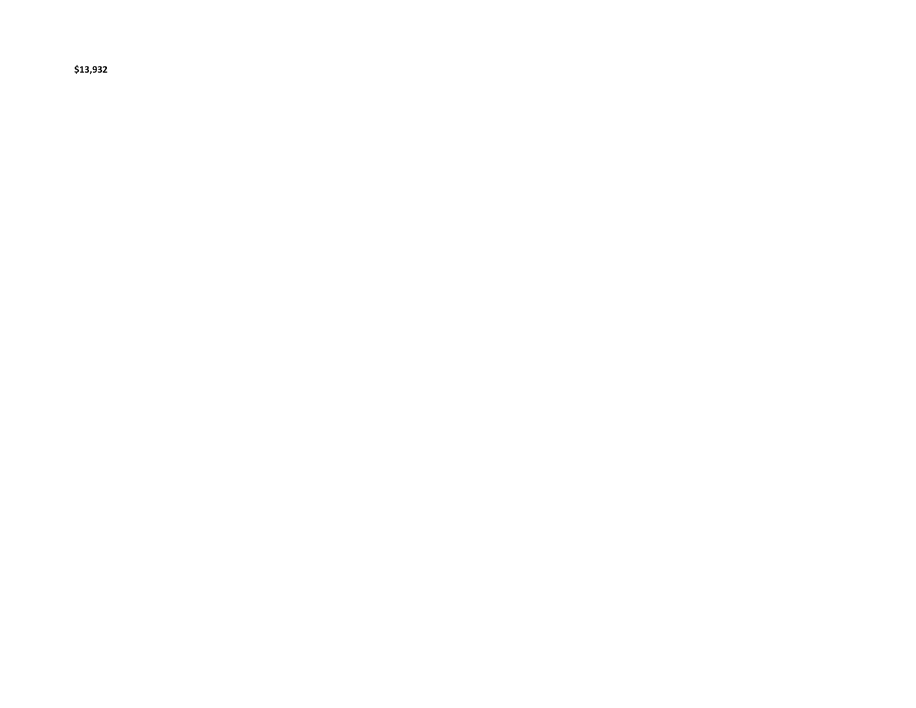**$13,932**